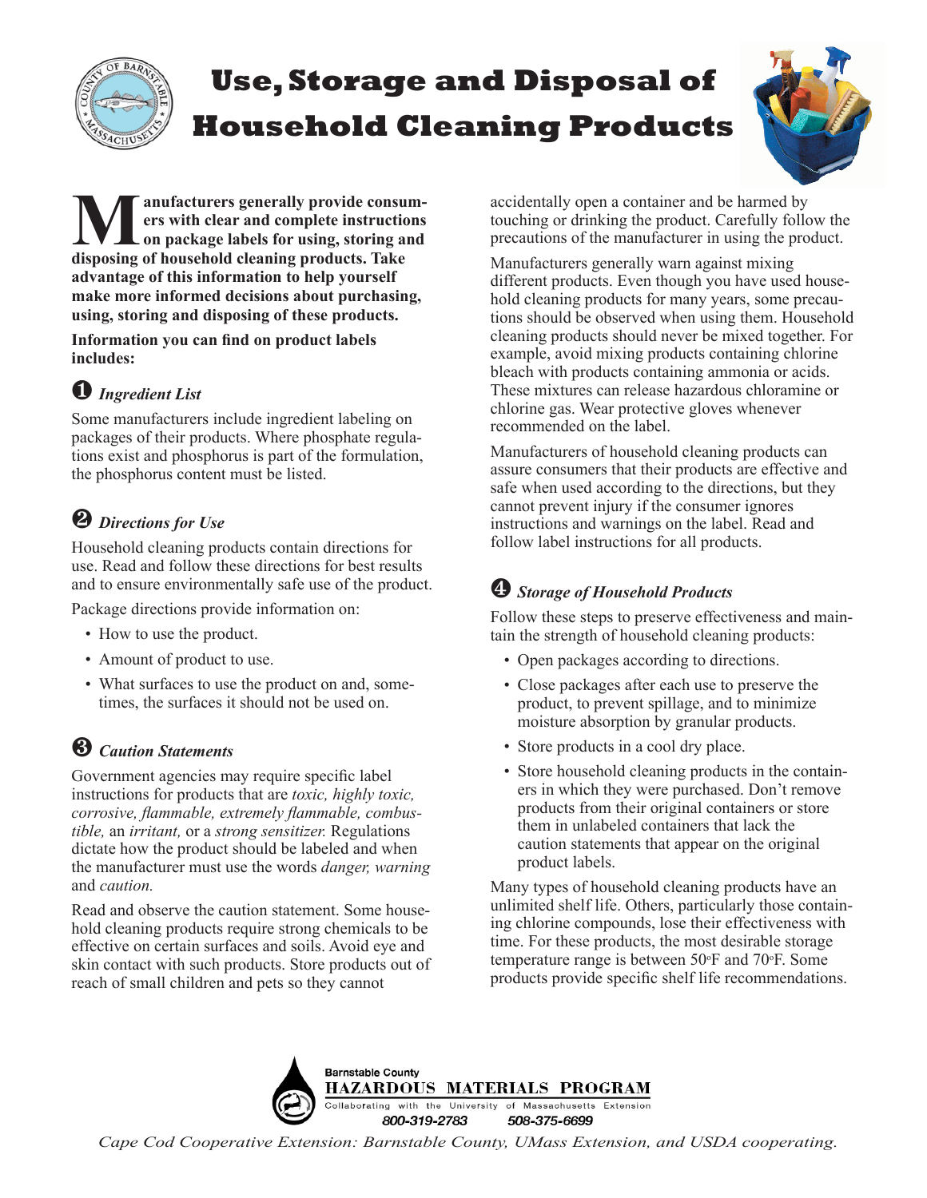# Use, Storage and Disposal of Household Cleaning Products

**Manufacturers generally provide consumers with clear and complete instructions on package labels for using, storing and disposing of household cleaning products. Take advantage of this information to help yourself make more informed decisions about purchasing, using, storing and disposing of these products.**

**Information you can find on product labels includes:**

## ❶ *Ingredient List*

Some manufacturers include ingredient labeling on packages of their products. Where phosphate regulations exist and phosphorus is part of the formulation, the phosphorus content must be listed.

## ❷ *Directions for Use*

Household cleaning products contain directions for use. Read and follow these directions for best results and to ensure environmentally safe use of the product.

Package directions provide information on:

- How to use the product.
- Amount of product to use.
- What surfaces to use the product on and, sometimes, the surfaces it should not be used on.

## ❸ *Caution Statements*

Government agencies may require specific label instructions for products that are *toxic, highly toxic, corrosive, flammable, extremely flammable, combustible,* an *irritant,* or a *strong sensitizer.* Regulations dictate how the product should be labeled and when the manufacturer must use the words *danger, warning* and *caution.*

Read and observe the caution statement. Some household cleaning products require strong chemicals to be effective on certain surfaces and soils. Avoid eye and skin contact with such products. Store products out of reach of small children and pets so they cannot accidentally open a container and be harmed by touching or drinking the product. Carefully follow the precautions of the manufacturer in using the product.

Manufacturers generally warn against mixing different products. Even though you have used household cleaning products for many years, some precautions should be observed when using them. Household cleaning products should never be mixed together. For example, avoid mixing products containing chlorine bleach with products containing ammonia or acids. These mixtures can release hazardous chloramine or chlorine gas. Wear protective gloves whenever recommended on the label.

Manufacturers of household cleaning products can assure consumers that their products are effective and safe when used according to the directions, but they cannot prevent injury if the consumer ignores instructions and warnings on the label. Read and follow label instructions for all products.

## ❹ *Storage of Household Products*

Follow these steps to preserve effectiveness and maintain the strength of household cleaning products:

- Open packages according to directions.
- Close packages after each use to preserve the product, to prevent spillage, and to minimize moisture absorption by granular products.
- Store products in a cool dry place.
- Store household cleaning products in the containers in which they were purchased. Don't remove products from their original containers or store them in unlabeled containers that lack the caution statements that appear on the original product labels.

Many types of household cleaning products have an unlimited shelf life. Others, particularly those containing chlorine compounds, lose their effectiveness with time. For these products, the most desirable storage temperature range is between 50°F and 70°F. Some products provide specific shelf life recommendations.

Barnstable County
HAZARDOUS MATERIALS PROGRAM
Collaborating with the University of Massachusetts Extension
800-319-2783 508-375-6699

*Cape Cod Cooperative Extension: Barnstable County, UMass Extension, and USDA cooperating.*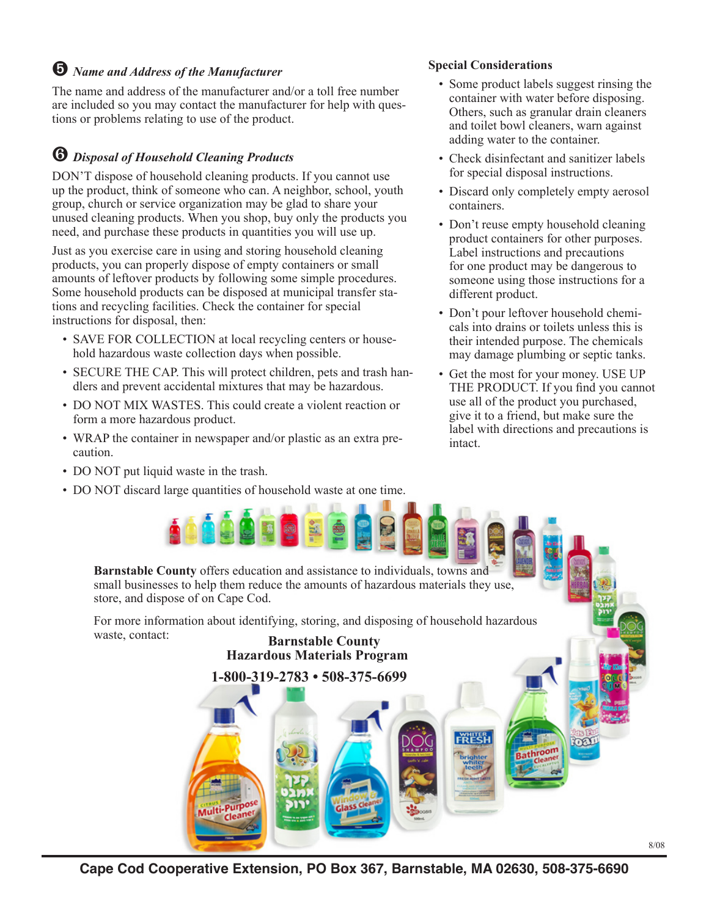### ❺ *Name and Address of the Manufacturer*

The name and address of the manufacturer and/or a toll free number are included so you may contact the manufacturer for help with questions or problems relating to use of the product.

### ❻ *Disposal of Household Cleaning Products*

DON'T dispose of household cleaning products. If you cannot use up the product, think of someone who can. A neighbor, school, youth group, church or service organization may be glad to share your unused cleaning products. When you shop, buy only the products you need, and purchase these products in quantities you will use up.

Just as you exercise care in using and storing household cleaning products, you can properly dispose of empty containers or small amounts of leftover products by following some simple procedures. Some household products can be disposed at municipal transfer stations and recycling facilities. Check the container for special instructions for disposal, then:

- SAVE FOR COLLECTION at local recycling centers or household hazardous waste collection days when possible.
- SECURE THE CAP. This will protect children, pets and trash handlers and prevent accidental mixtures that may be hazardous.
- DO NOT MIX WASTES. This could create a violent reaction or form a more hazardous product.
- WRAP the container in newspaper and/or plastic as an extra precaution.
- DO NOT put liquid waste in the trash.
- DO NOT discard large quantities of household waste at one time.

**Special Considerations**

- Some product labels suggest rinsing the container with water before disposing. Others, such as granular drain cleaners and toilet bowl cleaners, warn against adding water to the container.
- Check disinfectant and sanitizer labels for special disposal instructions.
- Discard only completely empty aerosol containers.
- Don't reuse empty household cleaning product containers for other purposes. Label instructions and precautions for one product may be dangerous to someone using those instructions for a different product.
- Don't pour leftover household chemicals into drains or toilets unless this is their intended purpose. The chemicals may damage plumbing or septic tanks.
- Get the most for your money. USE UP THE PRODUCT. If you find you cannot use all of the product you purchased, give it to a friend, but make sure the label with directions and precautions is intact.

**Barnstable County** offers education and assistance to individuals, towns and small businesses to help them reduce the amounts of hazardous materials they use, store, and dispose of on Cape Cod.

For more information about identifying, storing, and disposing of household hazardous waste, contact:

**Barnstable County**
**Hazardous Materials Program**

**1-800-319-2783 • 508-375-6699**

8/08

**Cape Cod Cooperative Extension, PO Box 367, Barnstable, MA 02630, 508-375-6690**